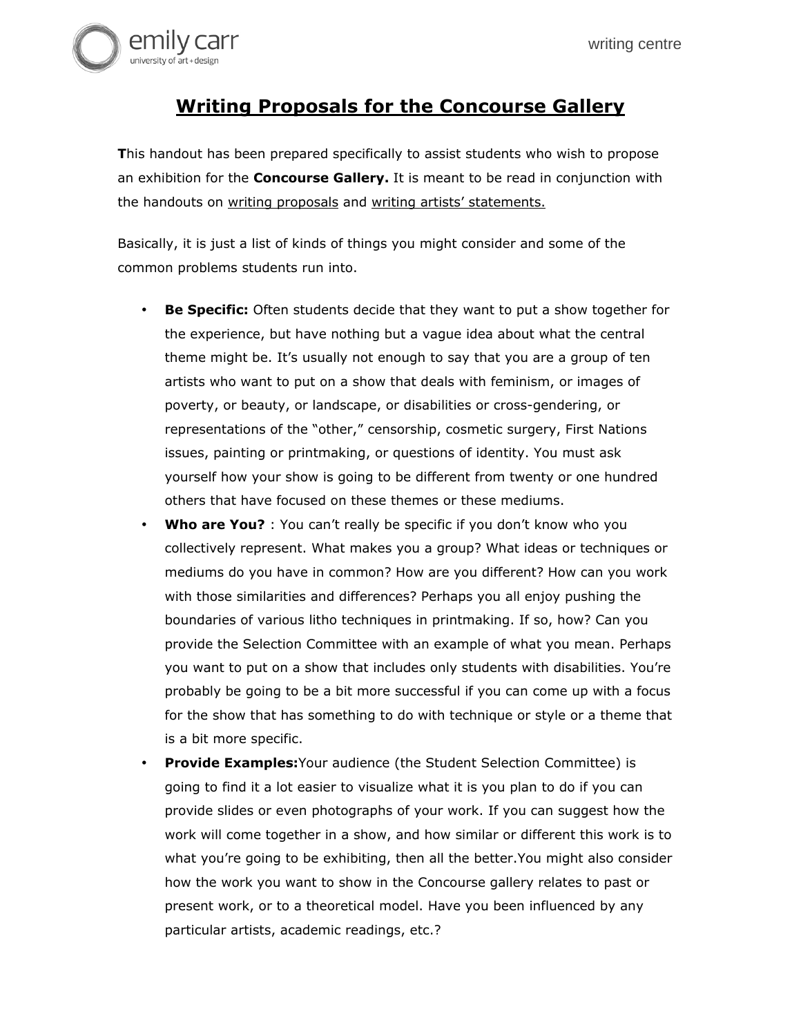# Writing Proposals for the Concourse Gallery

**T**his handout has been prepared specifically to assist students who wish to propose an exhibition for the **Concourse Gallery.** It is meant to be read in conjunction with the handouts on writing proposals and writing artists' statements.

Basically, it is just a list of kinds of things you might consider and some of the common problems students run into.

- **Be Specific:** Often students decide that they want to put a show together for the experience, but have nothing but a vague idea about what the central theme might be. It's usually not enough to say that you are a group of ten artists who want to put on a show that deals with feminism, or images of poverty, or beauty, or landscape, or disabilities or cross-gendering, or representations of the "other," censorship, cosmetic surgery, First Nations issues, painting or printmaking, or questions of identity. You must ask yourself how your show is going to be different from twenty or one hundred others that have focused on these themes or these mediums.
- **Who are You?** : You can't really be specific if you don't know who you collectively represent. What makes you a group? What ideas or techniques or mediums do you have in common? How are you different? How can you work with those similarities and differences? Perhaps you all enjoy pushing the boundaries of various litho techniques in printmaking. If so, how? Can you provide the Selection Committee with an example of what you mean. Perhaps you want to put on a show that includes only students with disabilities. You're probably be going to be a bit more successful if you can come up with a focus for the show that has something to do with technique or style or a theme that is a bit more specific.
- **Provide Examples:**Your audience (the Student Selection Committee) is going to find it a lot easier to visualize what it is you plan to do if you can provide slides or even photographs of your work. If you can suggest how the work will come together in a show, and how similar or different this work is to what you're going to be exhibiting, then all the better.You might also consider how the work you want to show in the Concourse gallery relates to past or present work, or to a theoretical model. Have you been influenced by any particular artists, academic readings, etc.?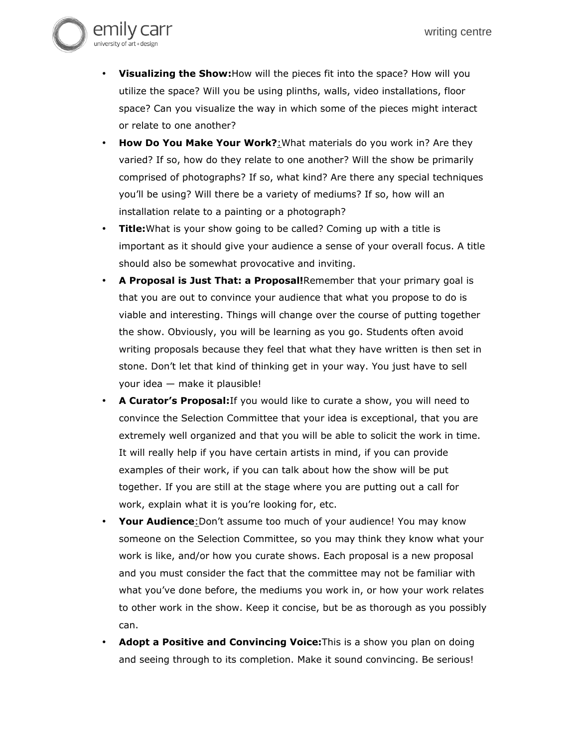- **Visualizing the Show:** How will the pieces fit into the space? How will you utilize the space? Will you be using plinths, walls, video installations, floor space? Can you visualize the way in which some of the pieces might interact or relate to one another?
- **How Do You Make Your Work?**: What materials do you work in? Are they varied? If so, how do they relate to one another? Will the show be primarily comprised of photographs? If so, what kind? Are there any special techniques you'll be using? Will there be a variety of mediums? If so, how will an installation relate to a painting or a photograph?
- **Title:** What is your show going to be called? Coming up with a title is important as it should give your audience a sense of your overall focus. A title should also be somewhat provocative and inviting.
- **A Proposal is Just That: a Proposal!** Remember that your primary goal is that you are out to convince your audience that what you propose to do is viable and interesting. Things will change over the course of putting together the show. Obviously, you will be learning as you go. Students often avoid writing proposals because they feel that what they have written is then set in stone. Don't let that kind of thinking get in your way. You just have to sell your idea — make it plausible!
- **A Curator's Proposal:** If you would like to curate a show, you will need to convince the Selection Committee that your idea is exceptional, that you are extremely well organized and that you will be able to solicit the work in time. It will really help if you have certain artists in mind, if you can provide examples of their work, if you can talk about how the show will be put together. If you are still at the stage where you are putting out a call for work, explain what it is you're looking for, etc.
- **Your Audience**: Don't assume too much of your audience! You may know someone on the Selection Committee, so you may think they know what your work is like, and/or how you curate shows. Each proposal is a new proposal and you must consider the fact that the committee may not be familiar with what you've done before, the mediums you work in, or how your work relates to other work in the show. Keep it concise, but be as thorough as you possibly can.
- **Adopt a Positive and Convincing Voice:** This is a show you plan on doing and seeing through to its completion. Make it sound convincing. Be serious!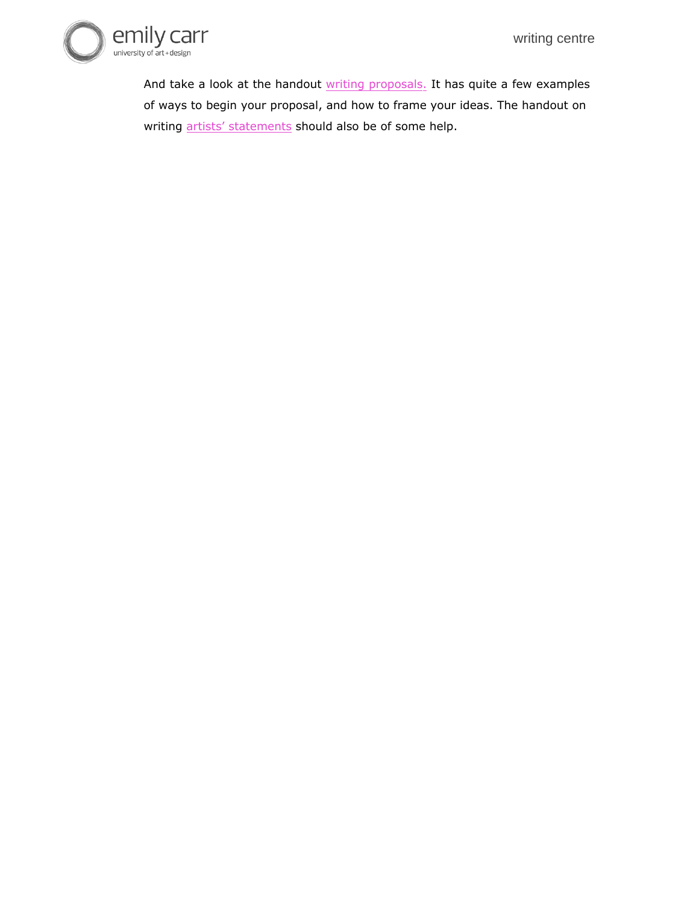And take a look at the handout writing proposals. It has quite a few examples of ways to begin your proposal, and how to frame your ideas. The handout on writing artists' statements should also be of some help.